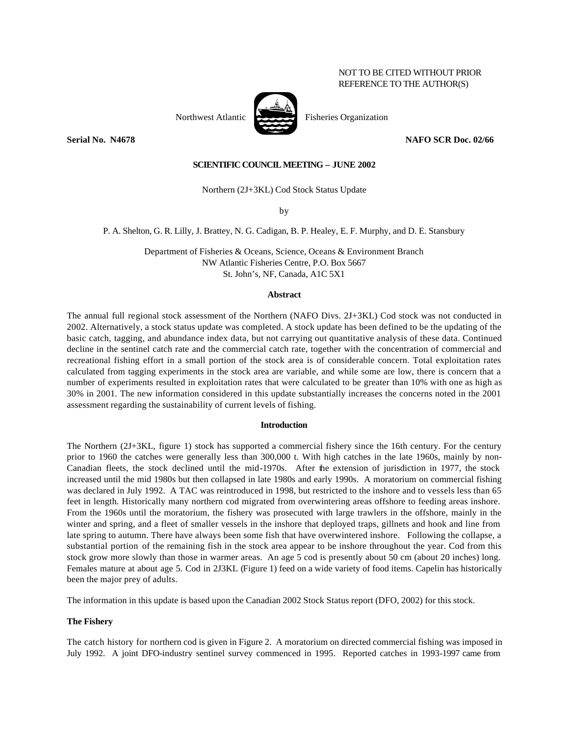NOT TO BE CITED WITHOUT PRIOR REFERENCE TO THE AUTHOR(S)

Northwest Atlantic Fisheries Organization

**Serial No. N4678** **NAFO SCR Doc. 02/66**

**SCIENTIFIC COUNCIL MEETING – JUNE 2002**

Northern (2J+3KL) Cod Stock Status Update

by

P. A. Shelton, G. R. Lilly, J. Brattey, N. G. Cadigan, B. P. Healey, E. F. Murphy, and D. E. Stansbury

Department of Fisheries & Oceans, Science, Oceans & Environment Branch
NW Atlantic Fisheries Centre, P.O. Box 5667
St. John's, NF, Canada, A1C 5X1

## Abstract

The annual full regional stock assessment of the Northern (NAFO Divs. 2J+3KL) Cod stock was not conducted in 2002. Alternatively, a stock status update was completed. A stock update has been defined to be the updating of the basic catch, tagging, and abundance index data, but not carrying out quantitative analysis of these data. Continued decline in the sentinel catch rate and the commercial catch rate, together with the concentration of commercial and recreational fishing effort in a small portion of the stock area is of considerable concern. Total exploitation rates calculated from tagging experiments in the stock area are variable, and while some are low, there is concern that a number of experiments resulted in exploitation rates that were calculated to be greater than 10% with one as high as 30% in 2001. The new information considered in this update substantially increases the concerns noted in the 2001 assessment regarding the sustainability of current levels of fishing.

## Introduction

The Northern (2J+3KL, figure 1) stock has supported a commercial fishery since the 16th century. For the century prior to 1960 the catches were generally less than 300,000 t. With high catches in the late 1960s, mainly by non-Canadian fleets, the stock declined until the mid-1970s. After the extension of jurisdiction in 1977, the stock increased until the mid 1980s but then collapsed in late 1980s and early 1990s. A moratorium on commercial fishing was declared in July 1992. A TAC was reintroduced in 1998, but restricted to the inshore and to vessels less than 65 feet in length. Historically many northern cod migrated from overwintering areas offshore to feeding areas inshore. From the 1960s until the moratorium, the fishery was prosecuted with large trawlers in the offshore, mainly in the winter and spring, and a fleet of smaller vessels in the inshore that deployed traps, gillnets and hook and line from late spring to autumn. There have always been some fish that have overwintered inshore. Following the collapse, a substantial portion of the remaining fish in the stock area appear to be inshore throughout the year. Cod from this stock grow more slowly than those in warmer areas. An age 5 cod is presently about 50 cm (about 20 inches) long. Females mature at about age 5. Cod in 2J3KL (Figure 1) feed on a wide variety of food items. Capelin has historically been the major prey of adults.

The information in this update is based upon the Canadian 2002 Stock Status report (DFO, 2002) for this stock.

### The Fishery

The catch history for northern cod is given in Figure 2. A moratorium on directed commercial fishing was imposed in July 1992. A joint DFO-industry sentinel survey commenced in 1995. Reported catches in 1993-1997 came from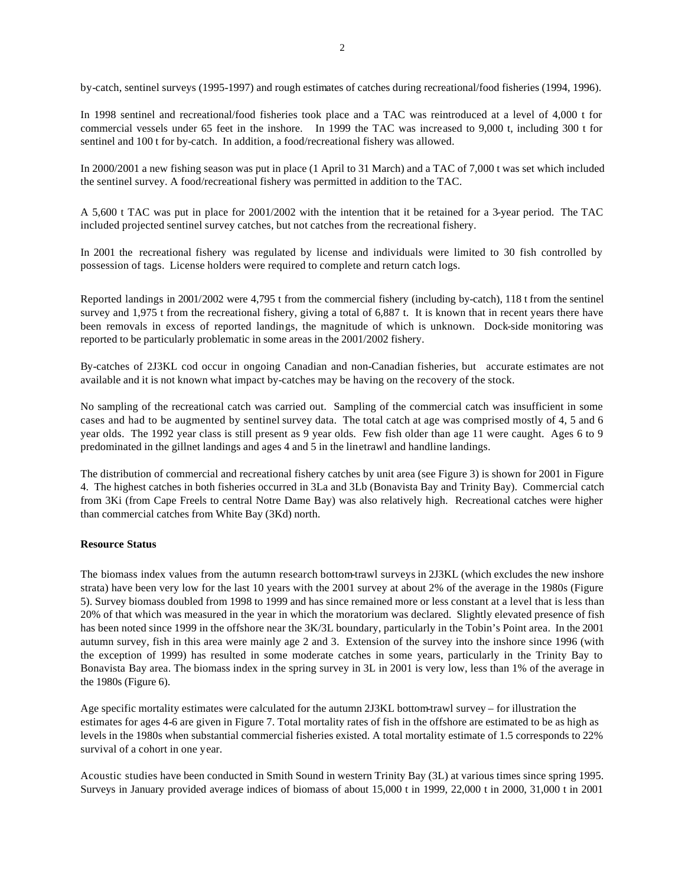by-catch, sentinel surveys (1995-1997) and rough estimates of catches during recreational/food fisheries (1994, 1996).

In 1998 sentinel and recreational/food fisheries took place and a TAC was reintroduced at a level of 4,000 t for commercial vessels under 65 feet in the inshore. In 1999 the TAC was increased to 9,000 t, including 300 t for sentinel and 100 t for by-catch. In addition, a food/recreational fishery was allowed.

In 2000/2001 a new fishing season was put in place (1 April to 31 March) and a TAC of 7,000 t was set which included the sentinel survey. A food/recreational fishery was permitted in addition to the TAC.

A 5,600 t TAC was put in place for 2001/2002 with the intention that it be retained for a 3-year period. The TAC included projected sentinel survey catches, but not catches from the recreational fishery.

In 2001 the recreational fishery was regulated by license and individuals were limited to 30 fish controlled by possession of tags. License holders were required to complete and return catch logs.

Reported landings in 2001/2002 were 4,795 t from the commercial fishery (including by-catch), 118 t from the sentinel survey and 1,975 t from the recreational fishery, giving a total of 6,887 t. It is known that in recent years there have been removals in excess of reported landings, the magnitude of which is unknown. Dock-side monitoring was reported to be particularly problematic in some areas in the 2001/2002 fishery.

By-catches of 2J3KL cod occur in ongoing Canadian and non-Canadian fisheries, but accurate estimates are not available and it is not known what impact by-catches may be having on the recovery of the stock.

No sampling of the recreational catch was carried out. Sampling of the commercial catch was insufficient in some cases and had to be augmented by sentinel survey data. The total catch at age was comprised mostly of 4, 5 and 6 year olds. The 1992 year class is still present as 9 year olds. Few fish older than age 11 were caught. Ages 6 to 9 predominated in the gillnet landings and ages 4 and 5 in the linetrawl and handline landings.

The distribution of commercial and recreational fishery catches by unit area (see Figure 3) is shown for 2001 in Figure 4. The highest catches in both fisheries occurred in 3La and 3Lb (Bonavista Bay and Trinity Bay). Commercial catch from 3Ki (from Cape Freels to central Notre Dame Bay) was also relatively high. Recreational catches were higher than commercial catches from White Bay (3Kd) north.

**Resource Status**

The biomass index values from the autumn research bottom-trawl surveys in 2J3KL (which excludes the new inshore strata) have been very low for the last 10 years with the 2001 survey at about 2% of the average in the 1980s (Figure 5). Survey biomass doubled from 1998 to 1999 and has since remained more or less constant at a level that is less than 20% of that which was measured in the year in which the moratorium was declared. Slightly elevated presence of fish has been noted since 1999 in the offshore near the 3K/3L boundary, particularly in the Tobin's Point area. In the 2001 autumn survey, fish in this area were mainly age 2 and 3. Extension of the survey into the inshore since 1996 (with the exception of 1999) has resulted in some moderate catches in some years, particularly in the Trinity Bay to Bonavista Bay area. The biomass index in the spring survey in 3L in 2001 is very low, less than 1% of the average in the 1980s (Figure 6).

Age specific mortality estimates were calculated for the autumn 2J3KL bottom-trawl survey – for illustration the estimates for ages 4-6 are given in Figure 7. Total mortality rates of fish in the offshore are estimated to be as high as levels in the 1980s when substantial commercial fisheries existed. A total mortality estimate of 1.5 corresponds to 22% survival of a cohort in one year.

Acoustic studies have been conducted in Smith Sound in western Trinity Bay (3L) at various times since spring 1995. Surveys in January provided average indices of biomass of about 15,000 t in 1999, 22,000 t in 2000, 31,000 t in 2001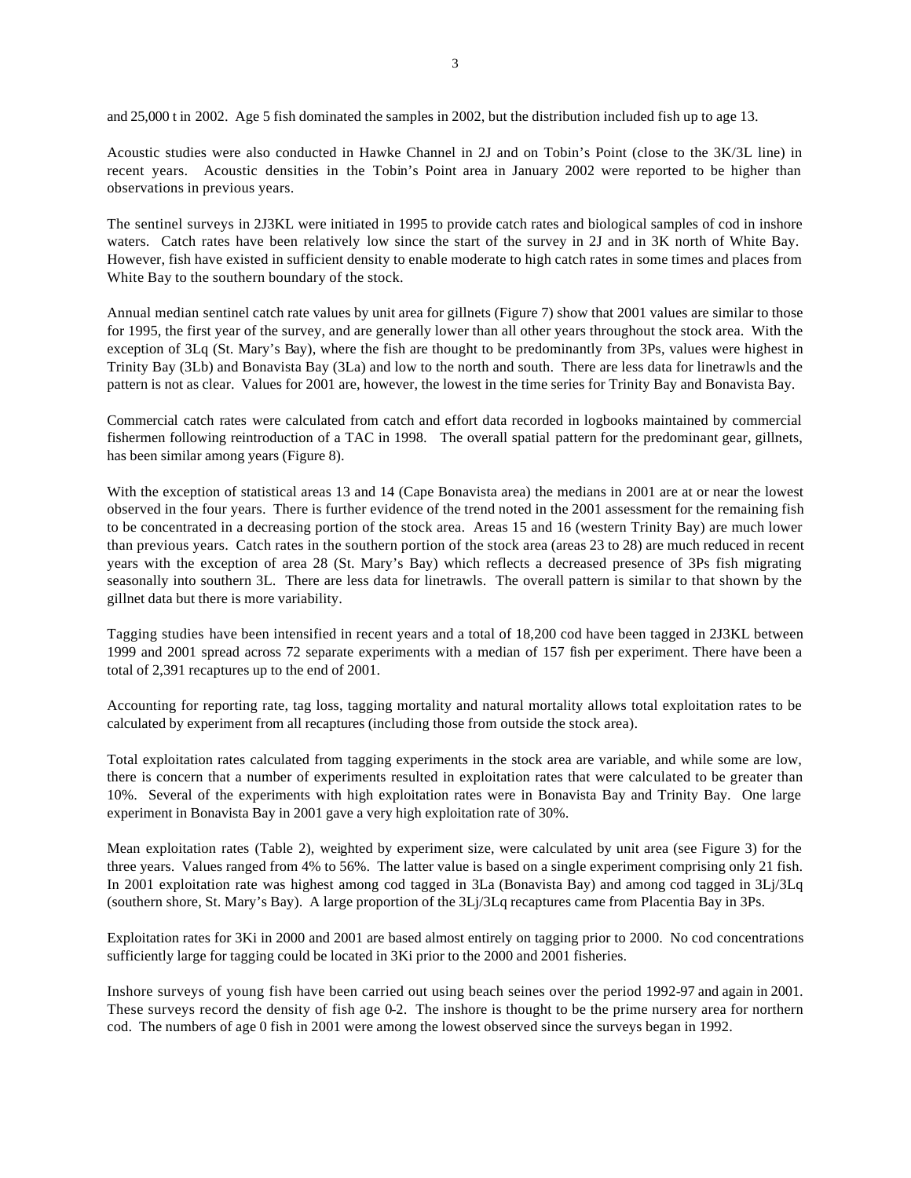and 25,000 t in 2002. Age 5 fish dominated the samples in 2002, but the distribution included fish up to age 13.

Acoustic studies were also conducted in Hawke Channel in 2J and on Tobin's Point (close to the 3K/3L line) in recent years. Acoustic densities in the Tobin's Point area in January 2002 were reported to be higher than observations in previous years.

The sentinel surveys in 2J3KL were initiated in 1995 to provide catch rates and biological samples of cod in inshore waters. Catch rates have been relatively low since the start of the survey in 2J and in 3K north of White Bay. However, fish have existed in sufficient density to enable moderate to high catch rates in some times and places from White Bay to the southern boundary of the stock.

Annual median sentinel catch rate values by unit area for gillnets (Figure 7) show that 2001 values are similar to those for 1995, the first year of the survey, and are generally lower than all other years throughout the stock area. With the exception of 3Lq (St. Mary's Bay), where the fish are thought to be predominantly from 3Ps, values were highest in Trinity Bay (3Lb) and Bonavista Bay (3La) and low to the north and south. There are less data for linetrawls and the pattern is not as clear. Values for 2001 are, however, the lowest in the time series for Trinity Bay and Bonavista Bay.

Commercial catch rates were calculated from catch and effort data recorded in logbooks maintained by commercial fishermen following reintroduction of a TAC in 1998. The overall spatial pattern for the predominant gear, gillnets, has been similar among years (Figure 8).

With the exception of statistical areas 13 and 14 (Cape Bonavista area) the medians in 2001 are at or near the lowest observed in the four years. There is further evidence of the trend noted in the 2001 assessment for the remaining fish to be concentrated in a decreasing portion of the stock area. Areas 15 and 16 (western Trinity Bay) are much lower than previous years. Catch rates in the southern portion of the stock area (areas 23 to 28) are much reduced in recent years with the exception of area 28 (St. Mary's Bay) which reflects a decreased presence of 3Ps fish migrating seasonally into southern 3L. There are less data for linetrawls. The overall pattern is similar to that shown by the gillnet data but there is more variability.

Tagging studies have been intensified in recent years and a total of 18,200 cod have been tagged in 2J3KL between 1999 and 2001 spread across 72 separate experiments with a median of 157 fish per experiment. There have been a total of 2,391 recaptures up to the end of 2001.

Accounting for reporting rate, tag loss, tagging mortality and natural mortality allows total exploitation rates to be calculated by experiment from all recaptures (including those from outside the stock area).

Total exploitation rates calculated from tagging experiments in the stock area are variable, and while some are low, there is concern that a number of experiments resulted in exploitation rates that were calculated to be greater than 10%. Several of the experiments with high exploitation rates were in Bonavista Bay and Trinity Bay. One large experiment in Bonavista Bay in 2001 gave a very high exploitation rate of 30%.

Mean exploitation rates (Table 2), weighted by experiment size, were calculated by unit area (see Figure 3) for the three years. Values ranged from 4% to 56%. The latter value is based on a single experiment comprising only 21 fish. In 2001 exploitation rate was highest among cod tagged in 3La (Bonavista Bay) and among cod tagged in 3Lj/3Lq (southern shore, St. Mary's Bay). A large proportion of the 3Lj/3Lq recaptures came from Placentia Bay in 3Ps.

Exploitation rates for 3Ki in 2000 and 2001 are based almost entirely on tagging prior to 2000. No cod concentrations sufficiently large for tagging could be located in 3Ki prior to the 2000 and 2001 fisheries.

Inshore surveys of young fish have been carried out using beach seines over the period 1992-97 and again in 2001. These surveys record the density of fish age 0-2. The inshore is thought to be the prime nursery area for northern cod. The numbers of age 0 fish in 2001 were among the lowest observed since the surveys began in 1992.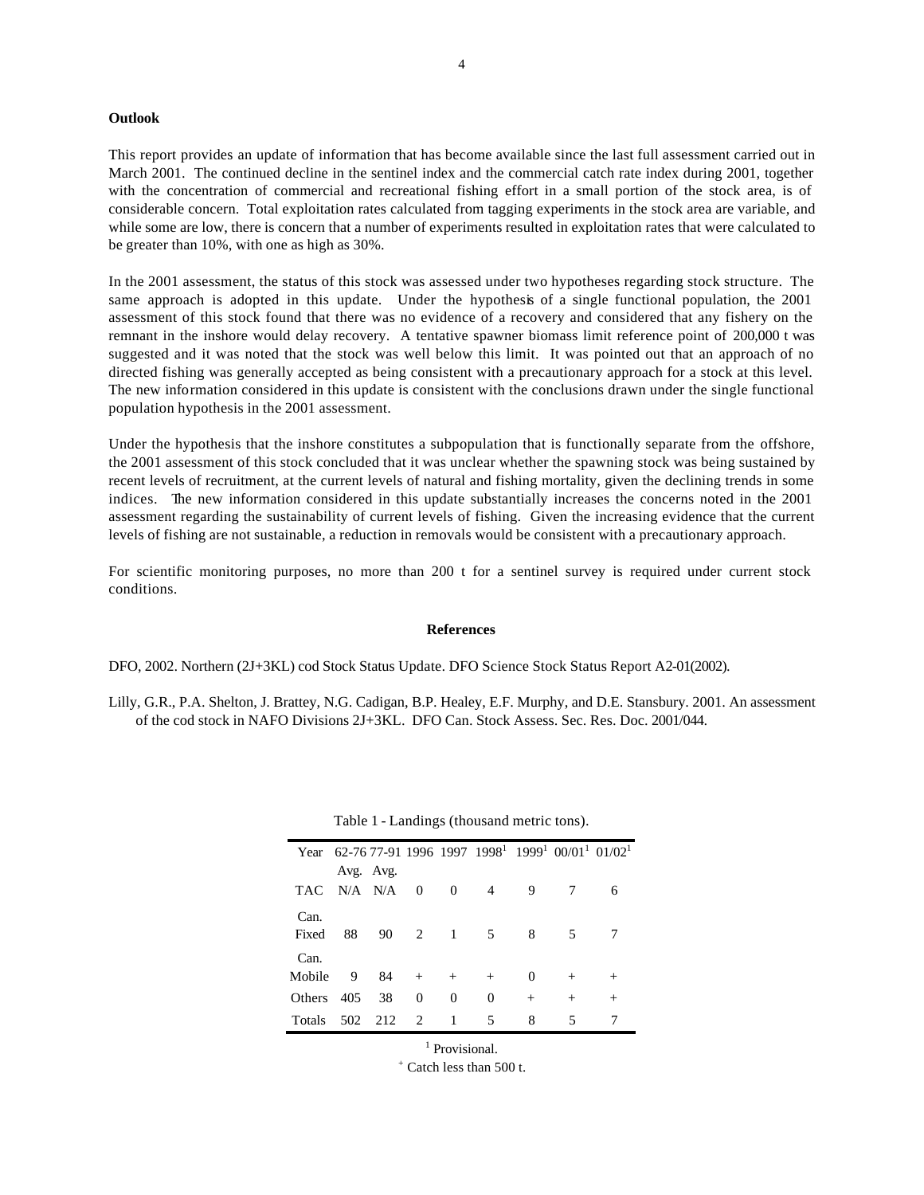**Outlook**

This report provides an update of information that has become available since the last full assessment carried out in March 2001. The continued decline in the sentinel index and the commercial catch rate index during 2001, together with the concentration of commercial and recreational fishing effort in a small portion of the stock area, is of considerable concern. Total exploitation rates calculated from tagging experiments in the stock area are variable, and while some are low, there is concern that a number of experiments resulted in exploitation rates that were calculated to be greater than 10%, with one as high as 30%.

In the 2001 assessment, the status of this stock was assessed under two hypotheses regarding stock structure. The same approach is adopted in this update. Under the hypothesis of a single functional population, the 2001 assessment of this stock found that there was no evidence of a recovery and considered that any fishery on the remnant in the inshore would delay recovery. A tentative spawner biomass limit reference point of 200,000 t was suggested and it was noted that the stock was well below this limit. It was pointed out that an approach of no directed fishing was generally accepted as being consistent with a precautionary approach for a stock at this level. The new information considered in this update is consistent with the conclusions drawn under the single functional population hypothesis in the 2001 assessment.

Under the hypothesis that the inshore constitutes a subpopulation that is functionally separate from the offshore, the 2001 assessment of this stock concluded that it was unclear whether the spawning stock was being sustained by recent levels of recruitment, at the current levels of natural and fishing mortality, given the declining trends in some indices. The new information considered in this update substantially increases the concerns noted in the 2001 assessment regarding the sustainability of current levels of fishing. Given the increasing evidence that the current levels of fishing are not sustainable, a reduction in removals would be consistent with a precautionary approach.

For scientific monitoring purposes, no more than 200 t for a sentinel survey is required under current stock conditions.

## References

DFO, 2002. Northern (2J+3KL) cod Stock Status Update. DFO Science Stock Status Report A2-01(2002).

Lilly, G.R., P.A. Shelton, J. Brattey, N.G. Cadigan, B.P. Healey, E.F. Murphy, and D.E. Stansbury. 2001. An assessment of the cod stock in NAFO Divisions 2J+3KL. DFO Can. Stock Assess. Sec. Res. Doc. 2001/044.

Table 1 - Landings (thousand metric tons).

| Year | 62-76 Avg. | 77-91 Avg. | 1996 | 1997 | 1998[1] | 1999[1] | 00/01[1] | 01/02[1] |
|---|---|---|---|---|---|---|---|---|
| TAC | N/A | N/A | 0 | 0 | 4 | 9 | 7 | 6 |
| Can. Fixed | 88 | 90 | 2 | 1 | 5 | 8 | 5 | 7 |
| Can. Mobile | 9 | 84 | + | + | + | 0 | + | + |
| Others | 405 | 38 | 0 | 0 | 0 | + | + | + |
| Totals | 502 | 212 | 2 | 1 | 5 | 8 | 5 | 7 |

[1] Provisional.

+ Catch less than 500 t.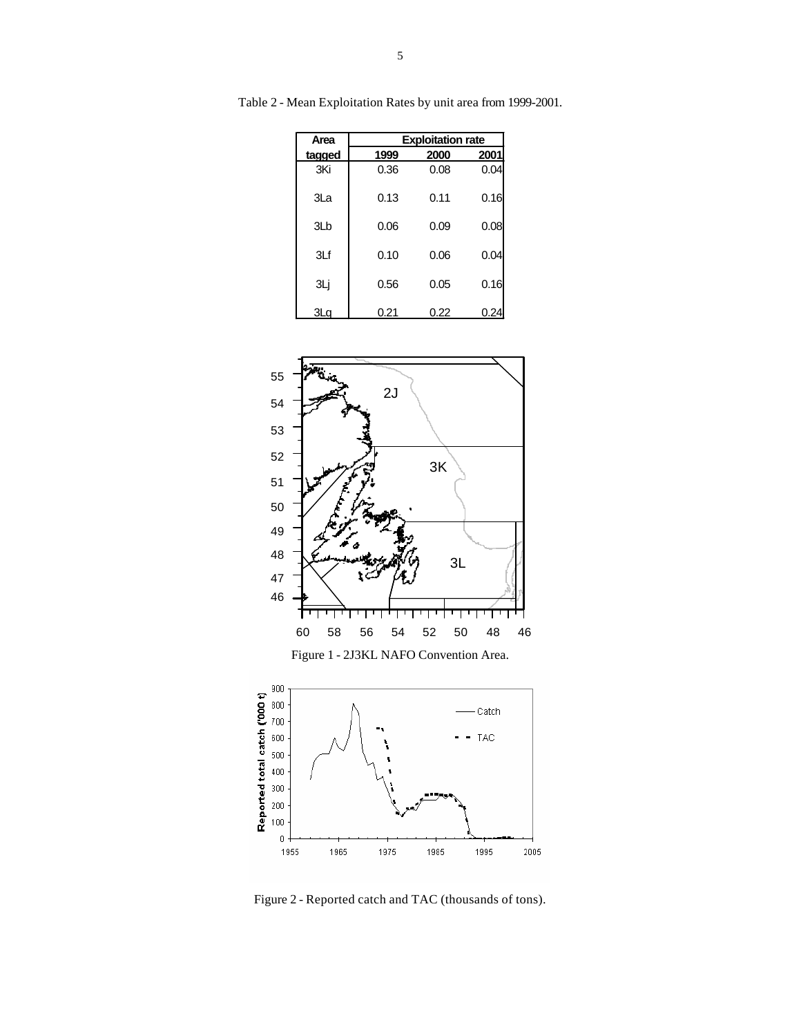Table 2 - Mean Exploitation Rates by unit area from 1999-2001.

| Area tagged | Exploitation rate | | |
|---|---|---|---|
| | 1999 | 2000 | 2001 |
| 3Ki | 0.36 | 0.08 | 0.04 |
| 3La | 0.13 | 0.11 | 0.16 |
| 3Lb | 0.06 | 0.09 | 0.08 |
| 3Lf | 0.10 | 0.06 | 0.04 |
| 3Lj | 0.56 | 0.05 | 0.16 |
| 3Lq | 0.21 | 0.22 | 0.24 |

Figure 1 - 2J3KL NAFO Convention Area.

Figure 2 - Reported catch and TAC (thousands of tons).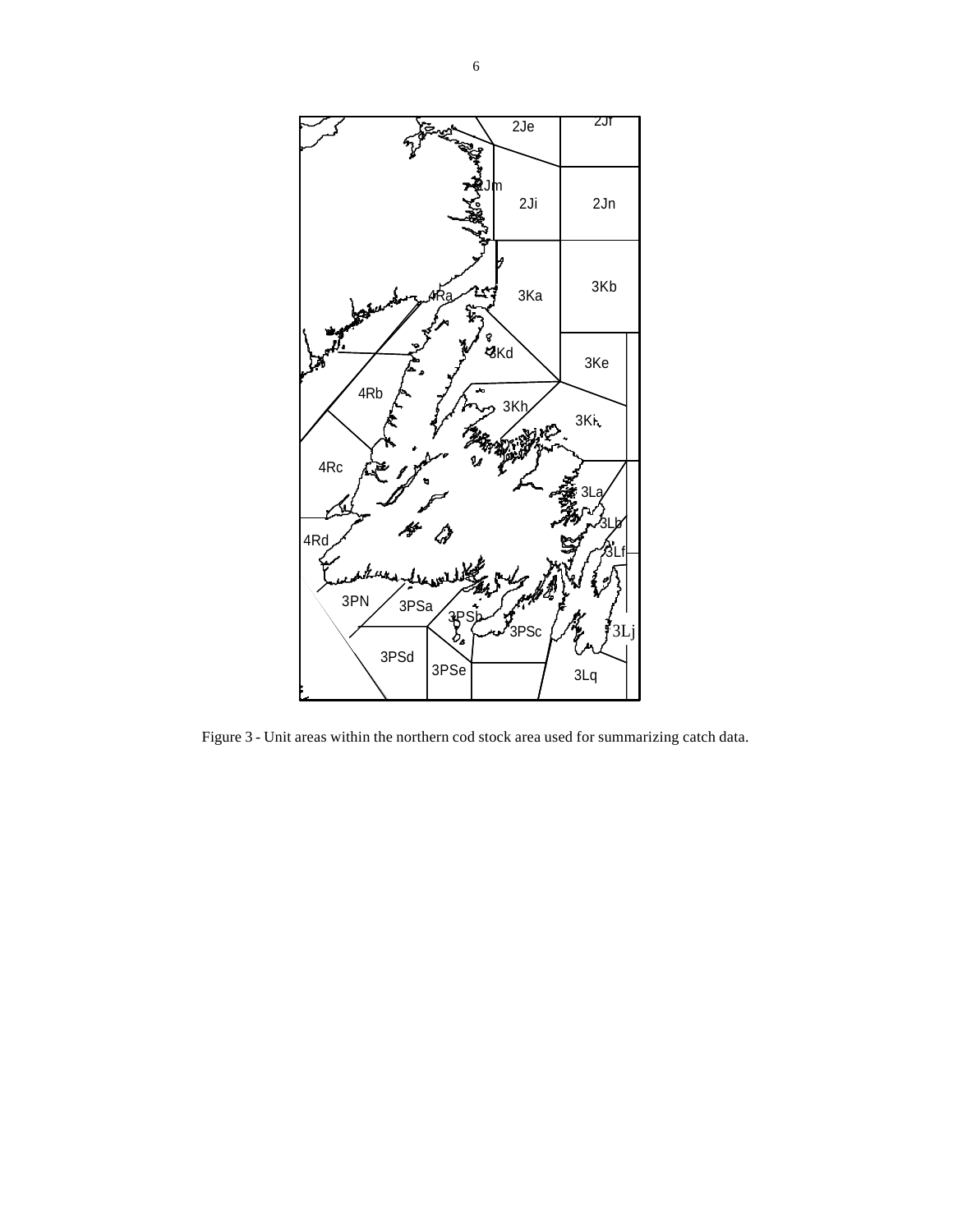Figure 3 - Unit areas within the northern cod stock area used for summarizing catch data.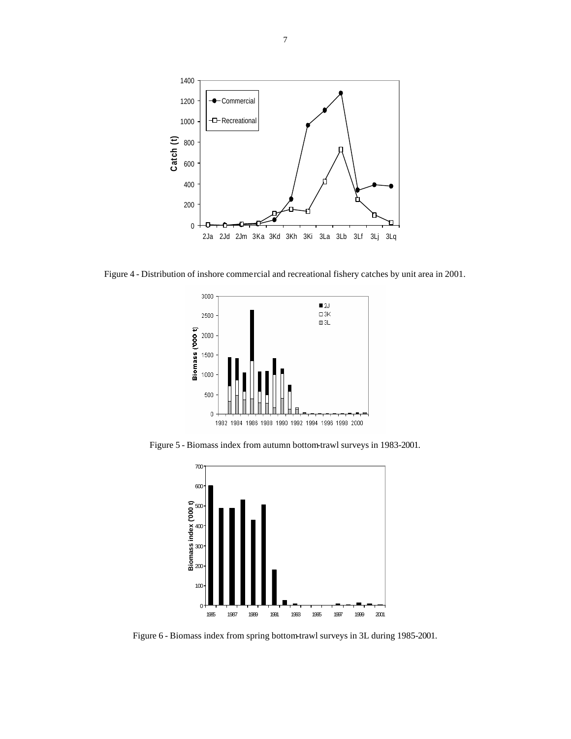Figure 4 - Distribution of inshore commercial and recreational fishery catches by unit area in 2001.

Figure 5 - Biomass index from autumn bottom-trawl surveys in 1983-2001.

Figure 6 - Biomass index from spring bottom-trawl surveys in 3L during 1985-2001.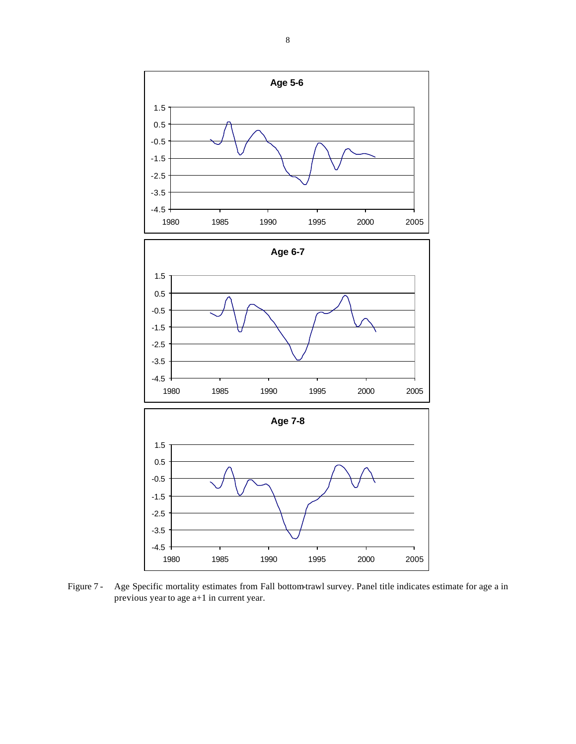Figure 7 - Age Specific mortality estimates from Fall bottom-trawl survey. Panel title indicates estimate for age a in previous year to age a+1 in current year.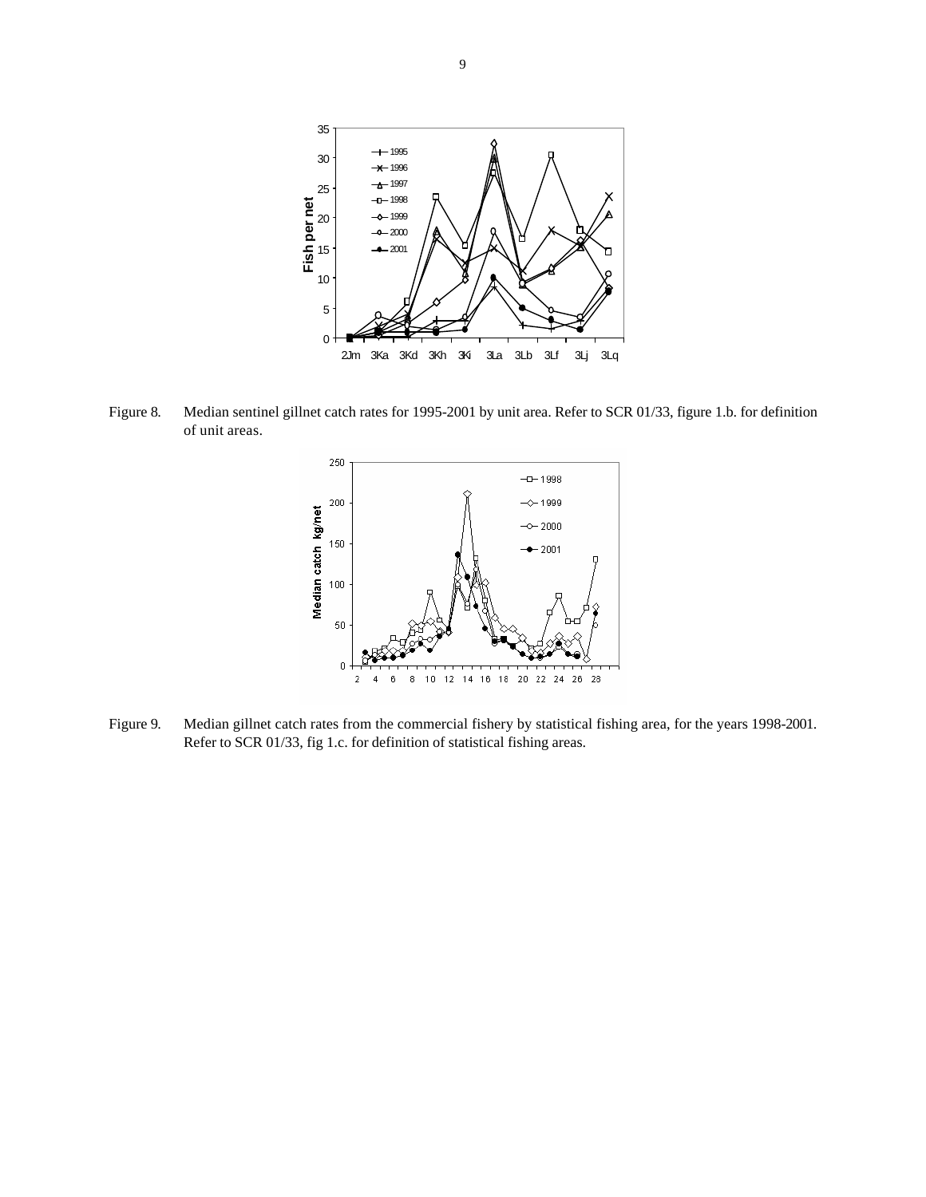35
30
25
20
15
10
5
0

Fish per net

1995
1996
1997
1998
1999
2000
2001

2Jm 3Ka 3Kd 3Kh 3Ki 3La 3Lb 3Lf 3Lj 3Lq

Figure 8. Median sentinel gillnet catch rates for 1995-2001 by unit area. Refer to SCR 01/33, figure 1.b. for definition of unit areas.

250
200
150
100
50
0

Median catch kg/net

1998
1999
2000
2001

2 4 6 8 10 12 14 16 18 20 22 24 26 28

Figure 9. Median gillnet catch rates from the commercial fishery by statistical fishing area, for the years 1998-2001. Refer to SCR 01/33, fig 1.c. for definition of statistical fishing areas.